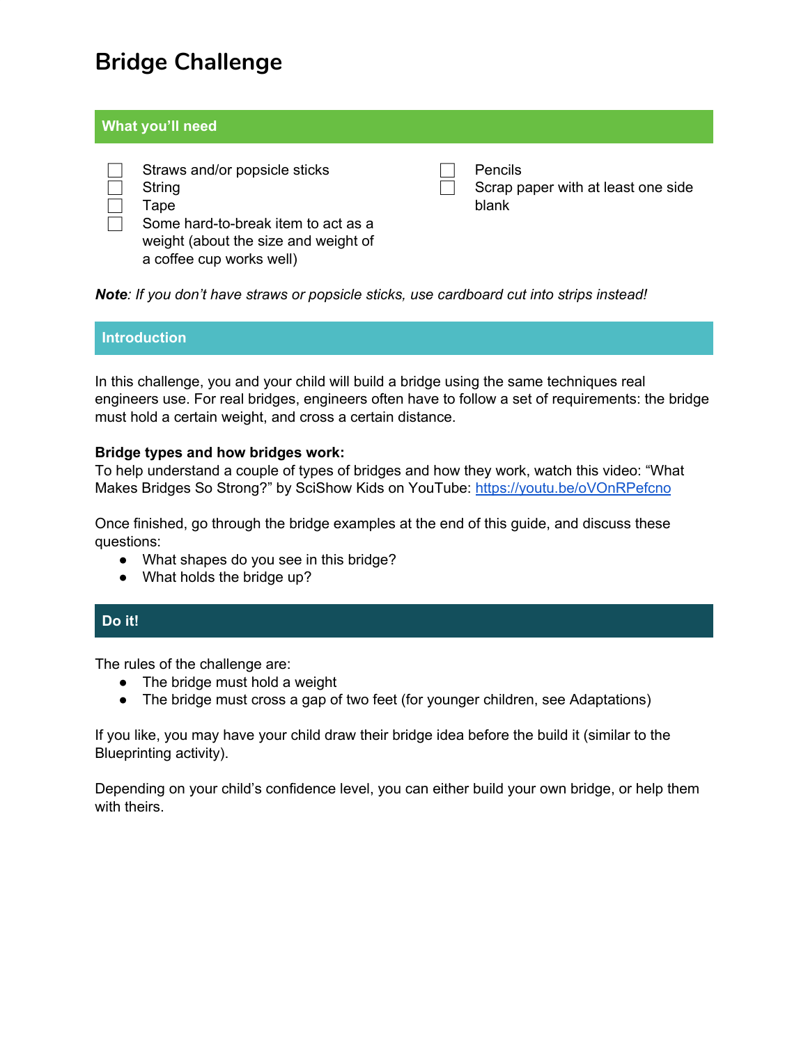# Bridge Challenge

## What you'll need

- [ ] Straws and/or popsicle sticks
- [ ] String
- [ ] Tape
- [ ] Some hard-to-break item to act as a weight (about the size and weight of a coffee cup works well)
- [ ] Pencils
- [ ] Scrap paper with at least one side blank

***Note**: If you don't have straws or popsicle sticks, use cardboard cut into strips instead!*

## Introduction

In this challenge, you and your child will build a bridge using the same techniques real engineers use. For real bridges, engineers often have to follow a set of requirements: the bridge must hold a certain weight, and cross a certain distance.

**Bridge types and how bridges work:**
To help understand a couple of types of bridges and how they work, watch this video: "What Makes Bridges So Strong?" by SciShow Kids on YouTube: [https://youtu.be/oVOnRPefcno](https://youtu.be/oVOnRPefcno)

Once finished, go through the bridge examples at the end of this guide, and discuss these questions:

- What shapes do you see in this bridge?
- What holds the bridge up?

## Do it!

The rules of the challenge are:

- The bridge must hold a weight
- The bridge must cross a gap of two feet (for younger children, see Adaptations)

If you like, you may have your child draw their bridge idea before the build it (similar to the Blueprinting activity).

Depending on your child's confidence level, you can either build your own bridge, or help them with theirs.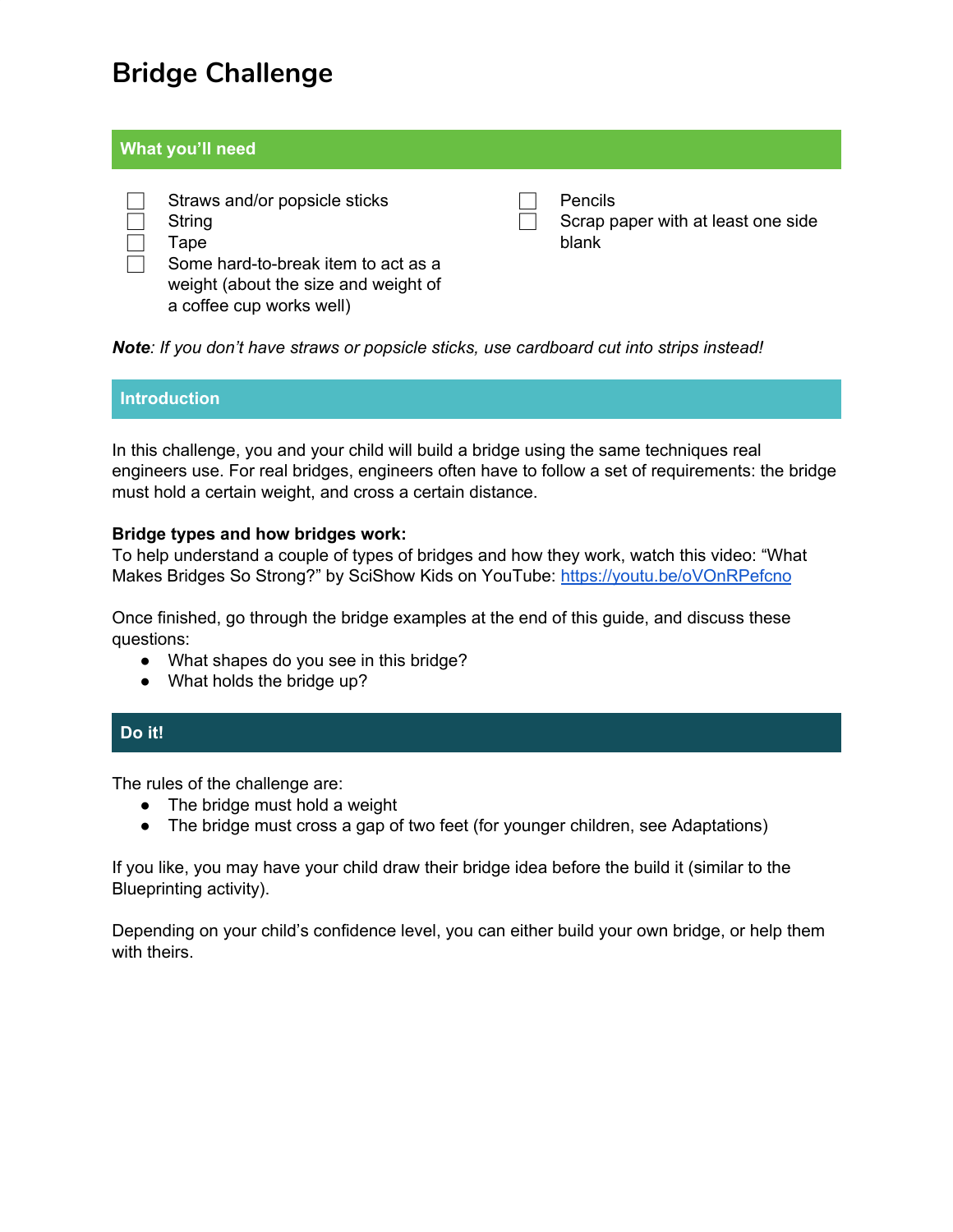# Bridge Challenge

## What you'll need

- [ ] Straws and/or popsicle sticks
- [ ] String
- [ ] Tape
- [ ] Some hard-to-break item to act as a weight (about the size and weight of a coffee cup works well)
- [ ] Pencils
- [ ] Scrap paper with at least one side blank

***Note**: If you don't have straws or popsicle sticks, use cardboard cut into strips instead!*

## Introduction

In this challenge, you and your child will build a bridge using the same techniques real engineers use. For real bridges, engineers often have to follow a set of requirements: the bridge must hold a certain weight, and cross a certain distance.

**Bridge types and how bridges work:**
To help understand a couple of types of bridges and how they work, watch this video: "What Makes Bridges So Strong?" by SciShow Kids on YouTube: [https://youtu.be/oVOnRPefcno](https://youtu.be/oVOnRPefcno)

Once finished, go through the bridge examples at the end of this guide, and discuss these questions:

- What shapes do you see in this bridge?
- What holds the bridge up?

## Do it!

The rules of the challenge are:

- The bridge must hold a weight
- The bridge must cross a gap of two feet (for younger children, see Adaptations)

If you like, you may have your child draw their bridge idea before the build it (similar to the Blueprinting activity).

Depending on your child's confidence level, you can either build your own bridge, or help them with theirs.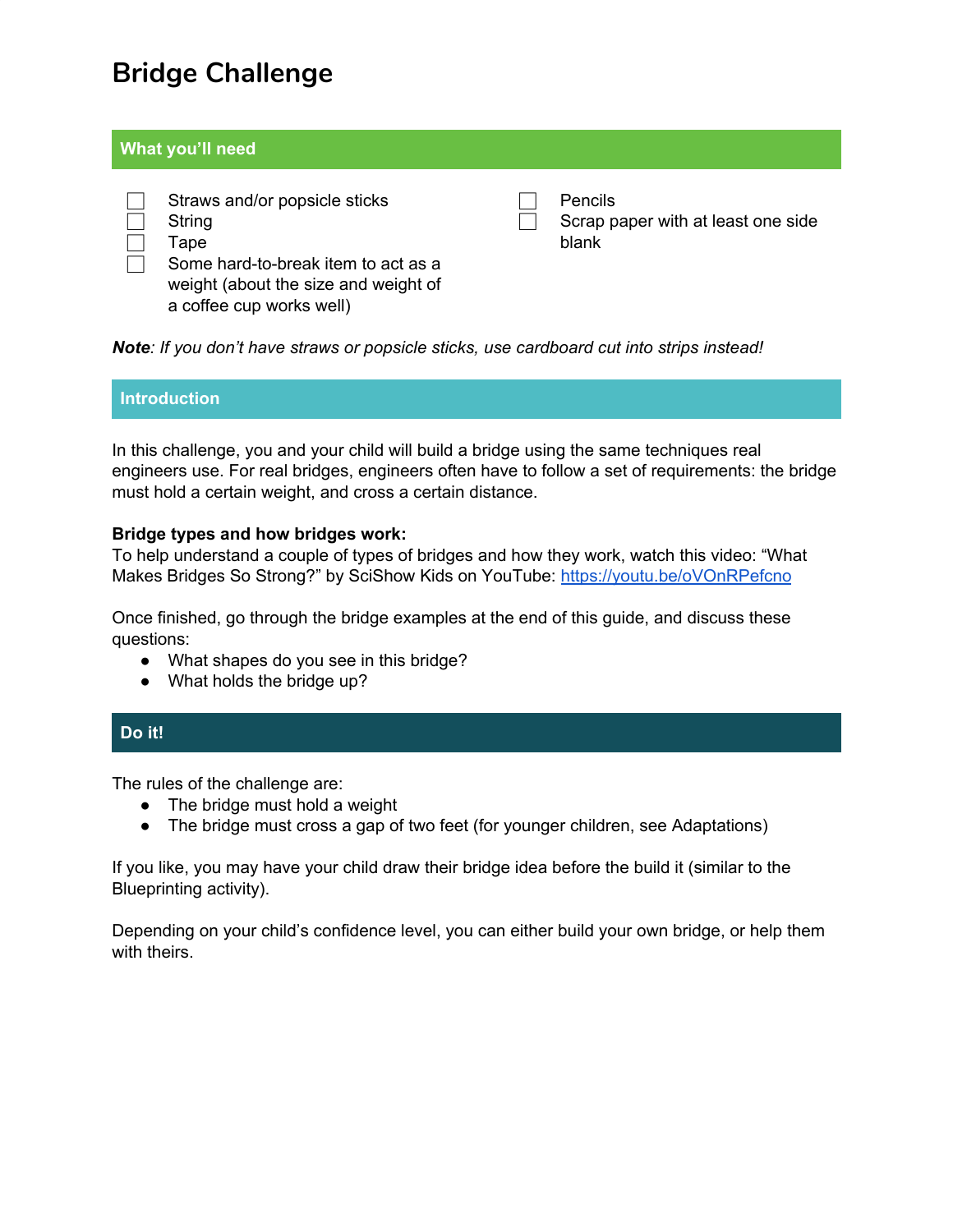# Bridge Challenge

## What you'll need

- [ ] Straws and/or popsicle sticks
- [ ] String
- [ ] Tape
- [ ] Some hard-to-break item to act as a weight (about the size and weight of a coffee cup works well)
- [ ] Pencils
- [ ] Scrap paper with at least one side blank

***Note****: If you don't have straws or popsicle sticks, use cardboard cut into strips instead!*

## Introduction

In this challenge, you and your child will build a bridge using the same techniques real engineers use. For real bridges, engineers often have to follow a set of requirements: the bridge must hold a certain weight, and cross a certain distance.

**Bridge types and how bridges work:**
To help understand a couple of types of bridges and how they work, watch this video: "What Makes Bridges So Strong?" by SciShow Kids on YouTube: [https://youtu.be/oVOnRPefcno](https://youtu.be/oVOnRPefcno)

Once finished, go through the bridge examples at the end of this guide, and discuss these questions:

- What shapes do you see in this bridge?
- What holds the bridge up?

## Do it!

The rules of the challenge are:

- The bridge must hold a weight
- The bridge must cross a gap of two feet (for younger children, see Adaptations)

If you like, you may have your child draw their bridge idea before the build it (similar to the Blueprinting activity).

Depending on your child's confidence level, you can either build your own bridge, or help them with theirs.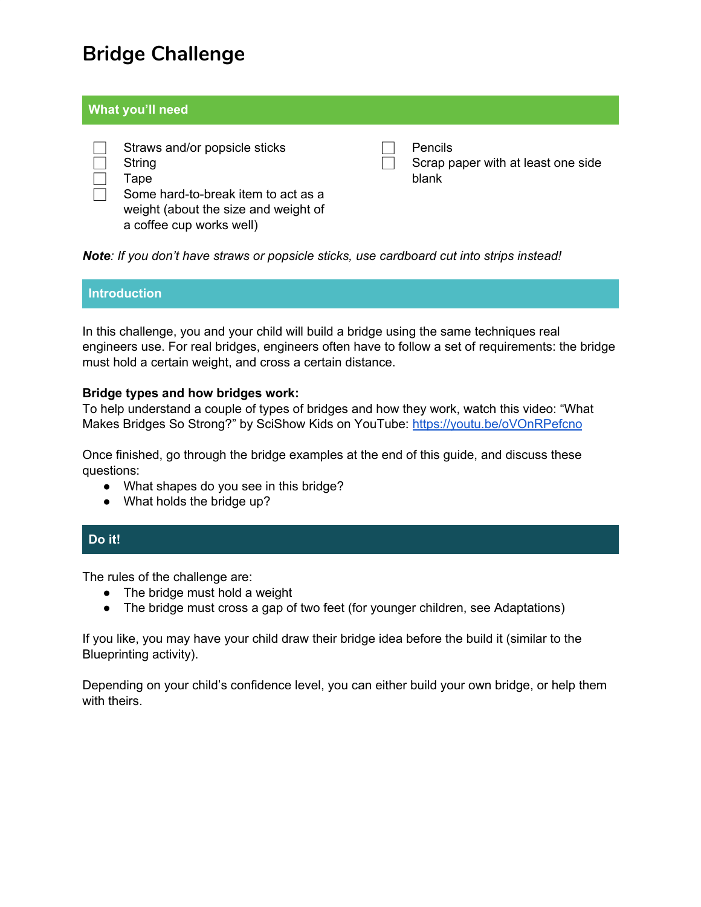# Bridge Challenge

## What you'll need

- [ ] Straws and/or popsicle sticks
- [ ] String
- [ ] Tape
- [ ] Some hard-to-break item to act as a weight (about the size and weight of a coffee cup works well)
- [ ] Pencils
- [ ] Scrap paper with at least one side blank

***Note**: If you don't have straws or popsicle sticks, use cardboard cut into strips instead!*

## Introduction

In this challenge, you and your child will build a bridge using the same techniques real engineers use. For real bridges, engineers often have to follow a set of requirements: the bridge must hold a certain weight, and cross a certain distance.

**Bridge types and how bridges work:**
To help understand a couple of types of bridges and how they work, watch this video: "What Makes Bridges So Strong?" by SciShow Kids on YouTube: [https://youtu.be/oVOnRPefcno](https://youtu.be/oVOnRPefcno)

Once finished, go through the bridge examples at the end of this guide, and discuss these questions:

- What shapes do you see in this bridge?
- What holds the bridge up?

## Do it!

The rules of the challenge are:

- The bridge must hold a weight
- The bridge must cross a gap of two feet (for younger children, see Adaptations)

If you like, you may have your child draw their bridge idea before the build it (similar to the Blueprinting activity).

Depending on your child's confidence level, you can either build your own bridge, or help them with theirs.